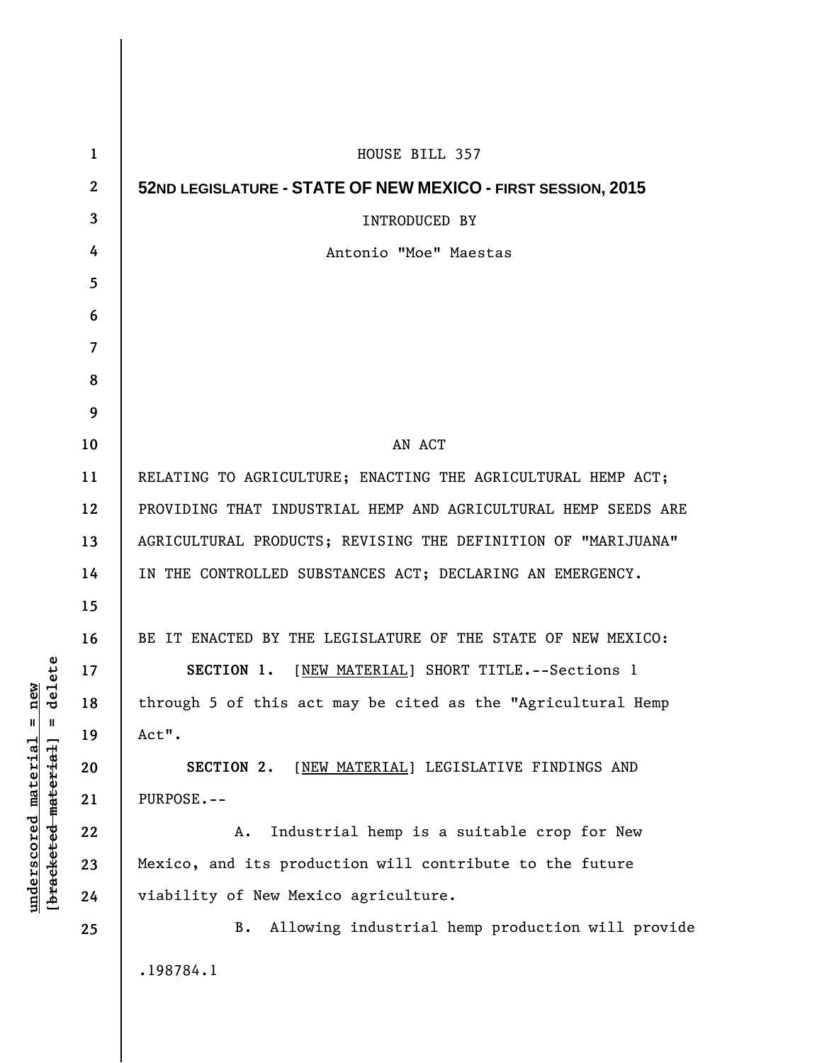HOUSE BILL 357

**52ND LEGISLATURE - STATE OF NEW MEXICO - FIRST SESSION, 2015**

INTRODUCED BY

Antonio "Moe" Maestas

AN ACT

RELATING TO AGRICULTURE; ENACTING THE AGRICULTURAL HEMP ACT; PROVIDING THAT INDUSTRIAL HEMP AND AGRICULTURAL HEMP SEEDS ARE AGRICULTURAL PRODUCTS; REVISING THE DEFINITION OF "MARIJUANA" IN THE CONTROLLED SUBSTANCES ACT; DECLARING AN EMERGENCY.

BE IT ENACTED BY THE LEGISLATURE OF THE STATE OF NEW MEXICO:

**SECTION 1.** [NEW MATERIAL] SHORT TITLE.--Sections 1 through 5 of this act may be cited as the "Agricultural Hemp Act".

**SECTION 2.** [NEW MATERIAL] LEGISLATIVE FINDINGS AND PURPOSE.--

A. Industrial hemp is a suitable crop for New Mexico, and its production will contribute to the future viability of New Mexico agriculture.

B. Allowing industrial hemp production will provide

.198784.1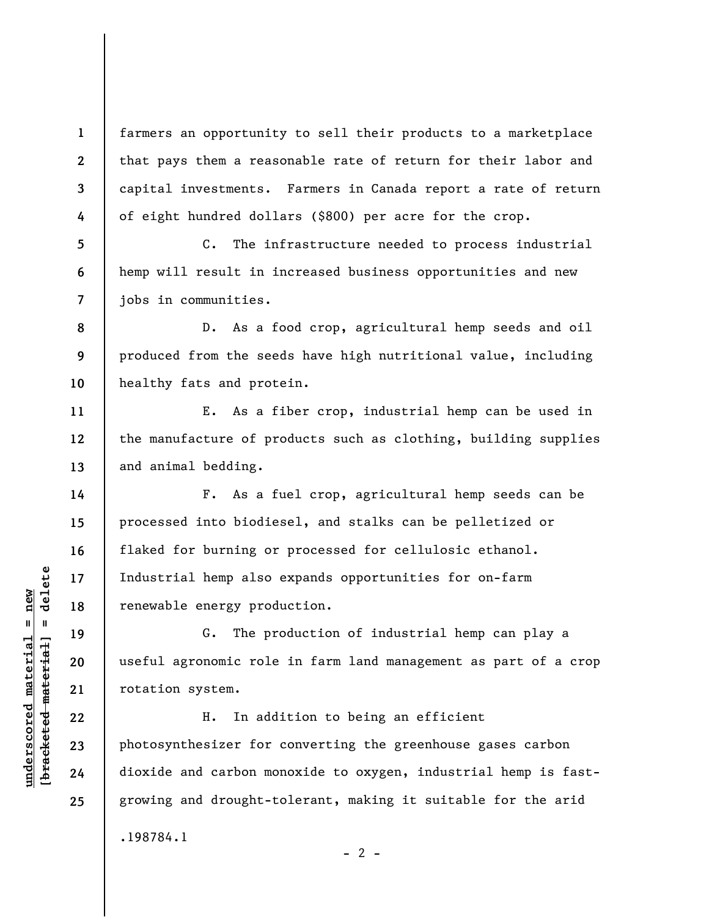farmers an opportunity to sell their products to a marketplace that pays them a reasonable rate of return for their labor and capital investments. Farmers in Canada report a rate of return of eight hundred dollars ($800) per acre for the crop.

C. The infrastructure needed to process industrial hemp will result in increased business opportunities and new jobs in communities.

D. As a food crop, agricultural hemp seeds and oil produced from the seeds have high nutritional value, including healthy fats and protein.

E. As a fiber crop, industrial hemp can be used in the manufacture of products such as clothing, building supplies and animal bedding.

F. As a fuel crop, agricultural hemp seeds can be processed into biodiesel, and stalks can be pelletized or flaked for burning or processed for cellulosic ethanol. Industrial hemp also expands opportunities for on-farm renewable energy production.

G. The production of industrial hemp can play a useful agronomic role in farm land management as part of a crop rotation system.

H. In addition to being an efficient photosynthesizer for converting the greenhouse gases carbon dioxide and carbon monoxide to oxygen, industrial hemp is fast-growing and drought-tolerant, making it suitable for the arid

.198784.1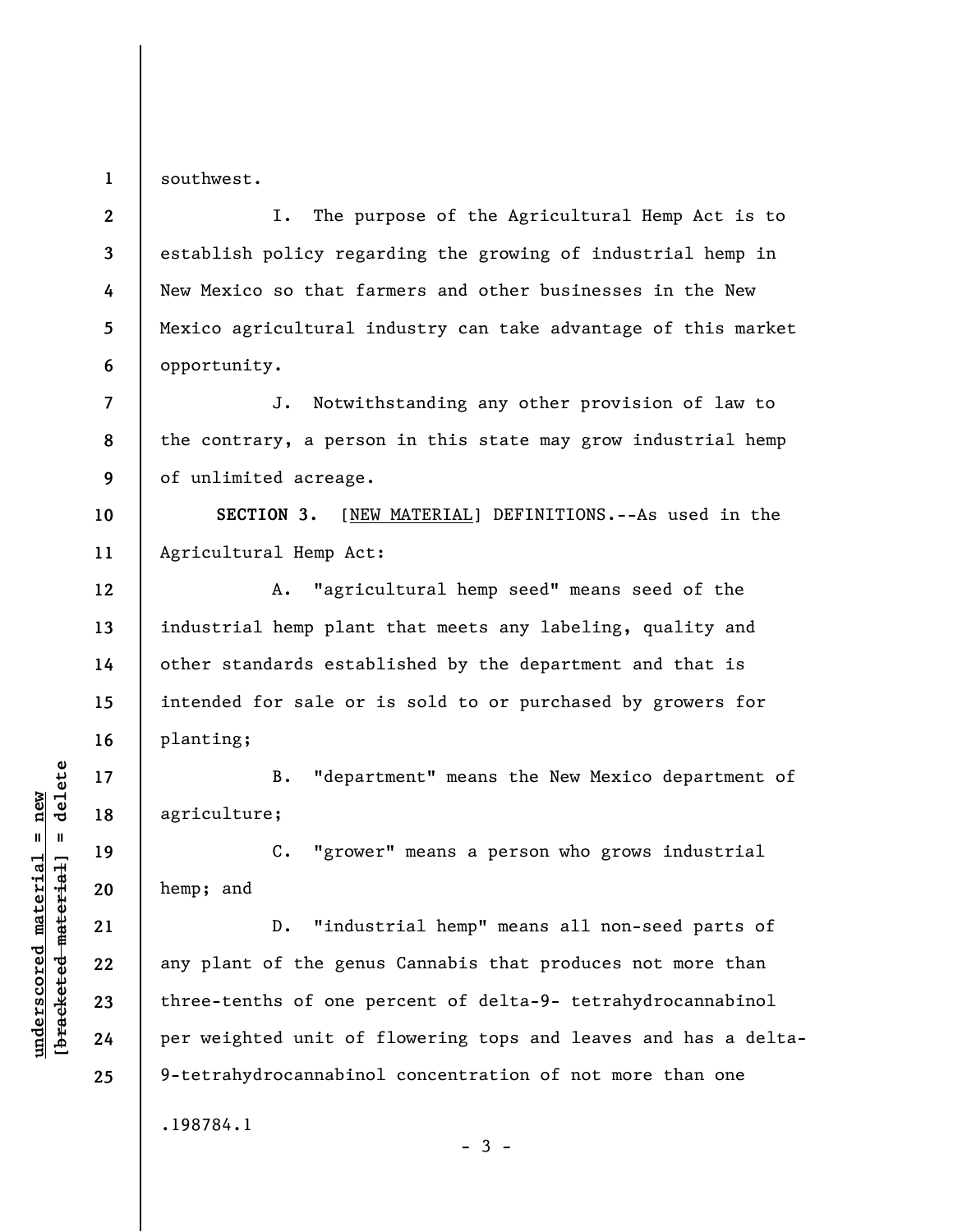southwest.

I. The purpose of the Agricultural Hemp Act is to establish policy regarding the growing of industrial hemp in New Mexico so that farmers and other businesses in the New Mexico agricultural industry can take advantage of this market opportunity.

J. Notwithstanding any other provision of law to the contrary, a person in this state may grow industrial hemp of unlimited acreage.

**SECTION 3.** [NEW MATERIAL] DEFINITIONS.--As used in the Agricultural Hemp Act:

A. "agricultural hemp seed" means seed of the industrial hemp plant that meets any labeling, quality and other standards established by the department and that is intended for sale or is sold to or purchased by growers for planting;

B. "department" means the New Mexico department of agriculture;

C. "grower" means a person who grows industrial hemp; and

D. "industrial hemp" means all non-seed parts of any plant of the genus Cannabis that produces not more than three-tenths of one percent of delta-9- tetrahydrocannabinol per weighted unit of flowering tops and leaves and has a delta-9-tetrahydrocannabinol concentration of not more than one

.198784.1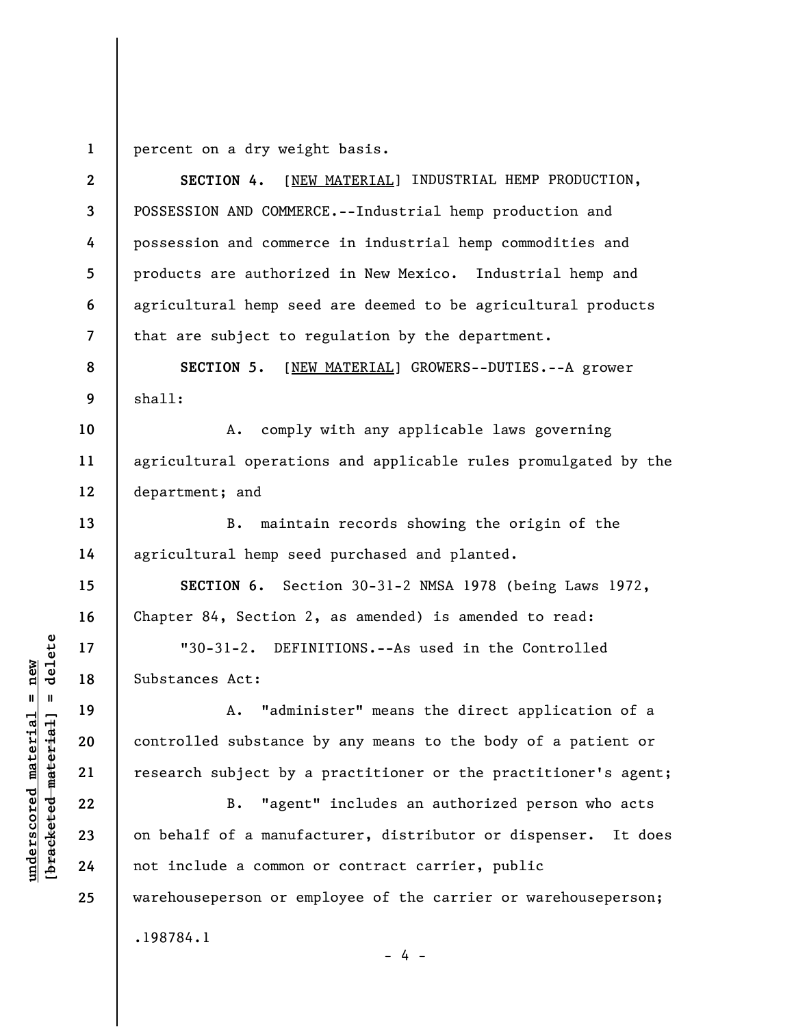percent on a dry weight basis.

**SECTION 4.** [NEW MATERIAL] INDUSTRIAL HEMP PRODUCTION, POSSESSION AND COMMERCE.--Industrial hemp production and possession and commerce in industrial hemp commodities and products are authorized in New Mexico. Industrial hemp and agricultural hemp seed are deemed to be agricultural products that are subject to regulation by the department.

**SECTION 5.** [NEW MATERIAL] GROWERS--DUTIES.--A grower shall:

A. comply with any applicable laws governing agricultural operations and applicable rules promulgated by the department; and

B. maintain records showing the origin of the agricultural hemp seed purchased and planted.

**SECTION 6.** Section 30-31-2 NMSA 1978 (being Laws 1972, Chapter 84, Section 2, as amended) is amended to read:

"30-31-2. DEFINITIONS.--As used in the Controlled Substances Act:

A. "administer" means the direct application of a controlled substance by any means to the body of a patient or research subject by a practitioner or the practitioner's agent;

B. "agent" includes an authorized person who acts on behalf of a manufacturer, distributor or dispenser. It does not include a common or contract carrier, public warehouseperson or employee of the carrier or warehouseperson;

.198784.1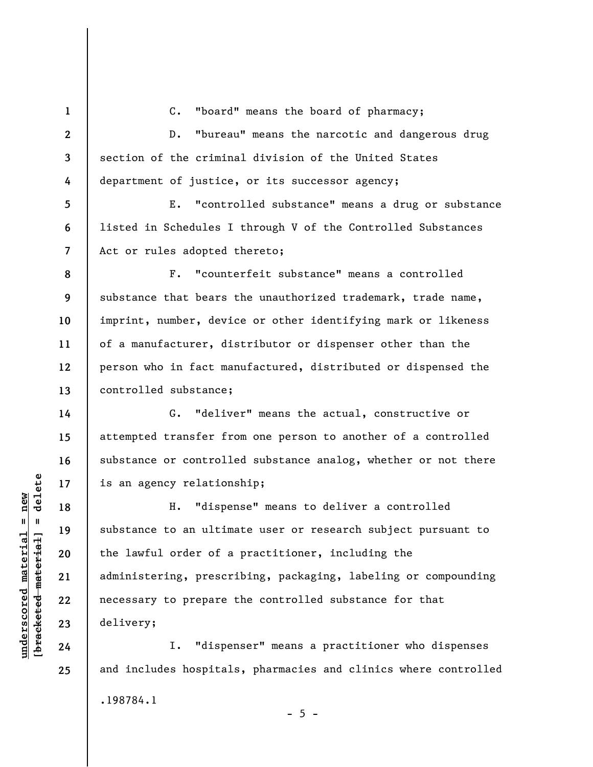C. "board" means the board of pharmacy;

D. "bureau" means the narcotic and dangerous drug section of the criminal division of the United States department of justice, or its successor agency;

E. "controlled substance" means a drug or substance listed in Schedules I through V of the Controlled Substances Act or rules adopted thereto;

F. "counterfeit substance" means a controlled substance that bears the unauthorized trademark, trade name, imprint, number, device or other identifying mark or likeness of a manufacturer, distributor or dispenser other than the person who in fact manufactured, distributed or dispensed the controlled substance;

G. "deliver" means the actual, constructive or attempted transfer from one person to another of a controlled substance or controlled substance analog, whether or not there is an agency relationship;

H. "dispense" means to deliver a controlled substance to an ultimate user or research subject pursuant to the lawful order of a practitioner, including the administering, prescribing, packaging, labeling or compounding necessary to prepare the controlled substance for that delivery;

I. "dispenser" means a practitioner who dispenses and includes hospitals, pharmacies and clinics where controlled

.198784.1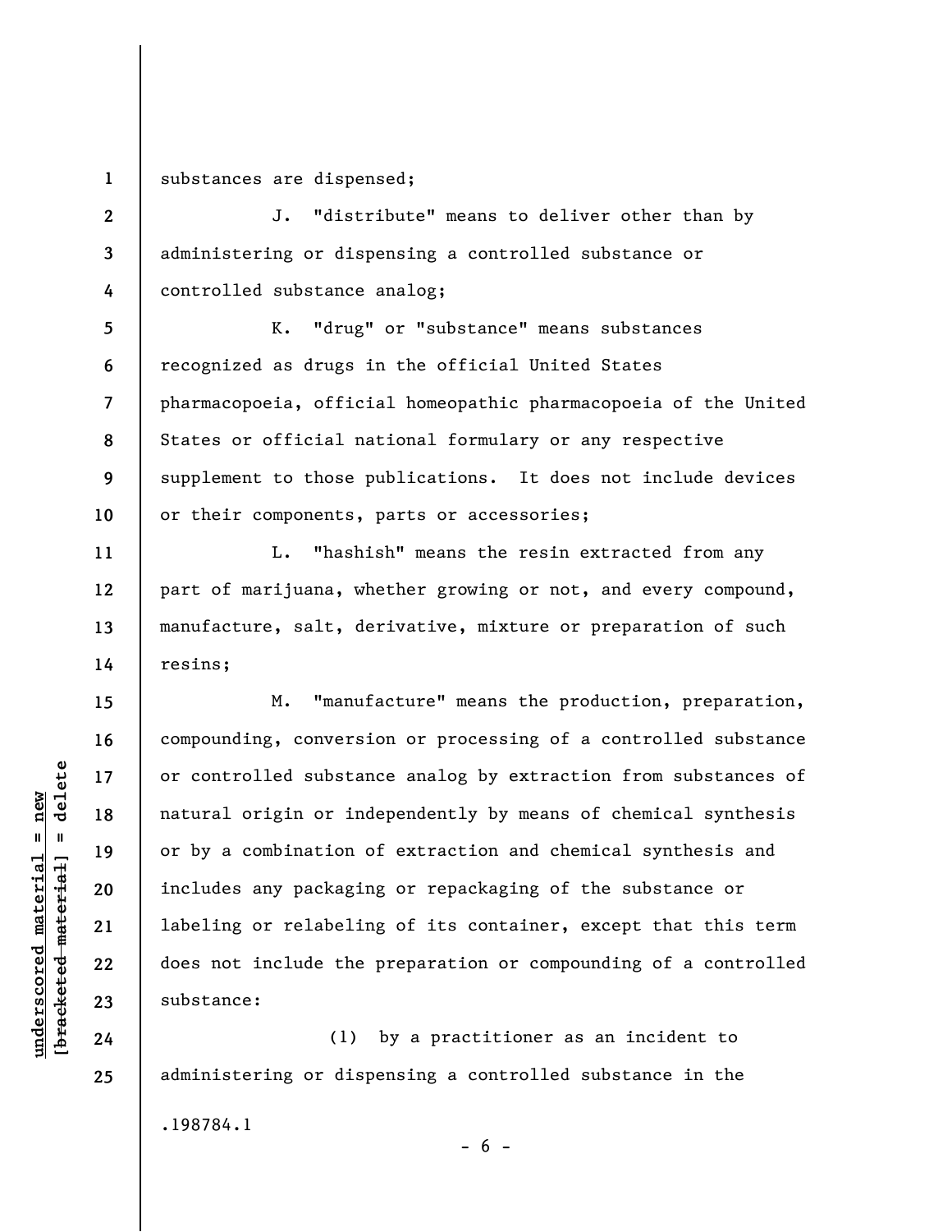substances are dispensed;

J. "distribute" means to deliver other than by administering or dispensing a controlled substance or controlled substance analog;

K. "drug" or "substance" means substances recognized as drugs in the official United States pharmacopoeia, official homeopathic pharmacopoeia of the United States or official national formulary or any respective supplement to those publications. It does not include devices or their components, parts or accessories;

L. "hashish" means the resin extracted from any part of marijuana, whether growing or not, and every compound, manufacture, salt, derivative, mixture or preparation of such resins;

M. "manufacture" means the production, preparation, compounding, conversion or processing of a controlled substance or controlled substance analog by extraction from substances of natural origin or independently by means of chemical synthesis or by a combination of extraction and chemical synthesis and includes any packaging or repackaging of the substance or labeling or relabeling of its container, except that this term does not include the preparation or compounding of a controlled substance:

(1) by a practitioner as an incident to administering or dispensing a controlled substance in the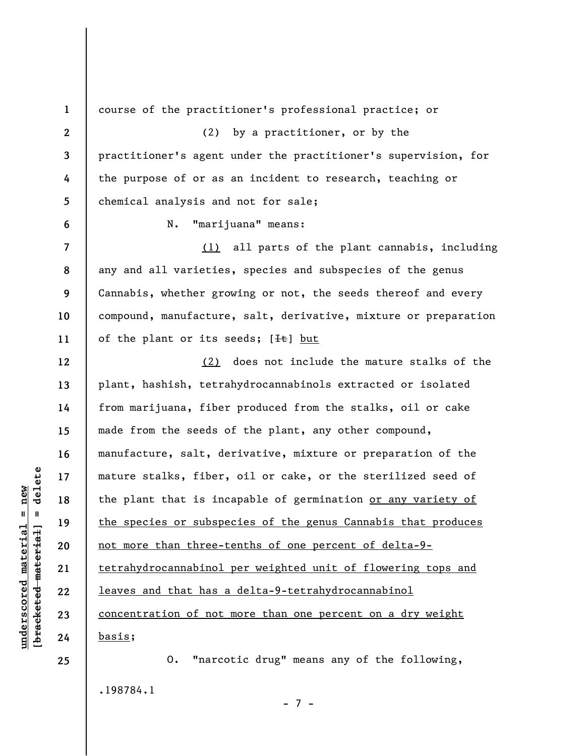course of the practitioner's professional practice; or

(2) by a practitioner, or by the practitioner's agent under the practitioner's supervision, for the purpose of or as an incident to research, teaching or chemical analysis and not for sale;

N. "marijuana" means:

<u>(1)</u> all parts of the plant cannabis, including any and all varieties, species and subspecies of the genus Cannabis, whether growing or not, the seeds thereof and every compound, manufacture, salt, derivative, mixture or preparation of the plant or its seeds; [~~It~~] <u>but</u>

<u>(2)</u> does not include the mature stalks of the plant, hashish, tetrahydrocannabinols extracted or isolated from marijuana, fiber produced from the stalks, oil or cake made from the seeds of the plant, any other compound, manufacture, salt, derivative, mixture or preparation of the mature stalks, fiber, oil or cake, or the sterilized seed of the plant that is incapable of germination <u>or any variety of the species or subspecies of the genus Cannabis that produces not more than three-tenths of one percent of delta-9-tetrahydrocannabinol per weighted unit of flowering tops and leaves and that has a delta-9-tetrahydrocannabinol concentration of not more than one percent on a dry weight basis</u>;

O. "narcotic drug" means any of the following,

.198784.1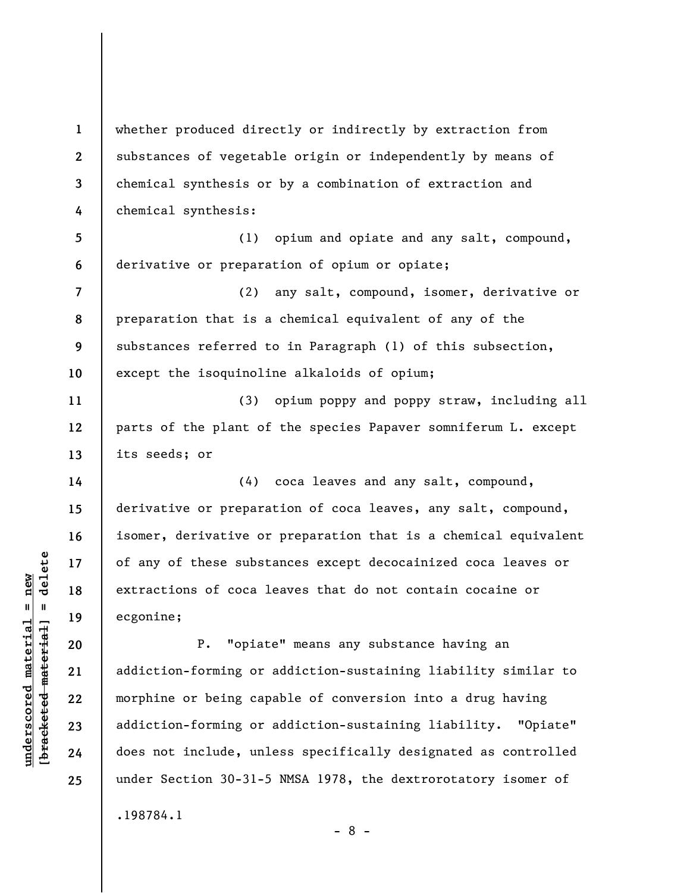whether produced directly or indirectly by extraction from substances of vegetable origin or independently by means of chemical synthesis or by a combination of extraction and chemical synthesis:

(1) opium and opiate and any salt, compound, derivative or preparation of opium or opiate;

(2) any salt, compound, isomer, derivative or preparation that is a chemical equivalent of any of the substances referred to in Paragraph (1) of this subsection, except the isoquinoline alkaloids of opium;

(3) opium poppy and poppy straw, including all parts of the plant of the species Papaver somniferum L. except its seeds; or

(4) coca leaves and any salt, compound, derivative or preparation of coca leaves, any salt, compound, isomer, derivative or preparation that is a chemical equivalent of any of these substances except decocainized coca leaves or extractions of coca leaves that do not contain cocaine or ecgonine;

P. "opiate" means any substance having an addiction-forming or addiction-sustaining liability similar to morphine or being capable of conversion into a drug having addiction-forming or addiction-sustaining liability. "Opiate" does not include, unless specifically designated as controlled under Section 30-31-5 NMSA 1978, the dextrorotatory isomer of

.198784.1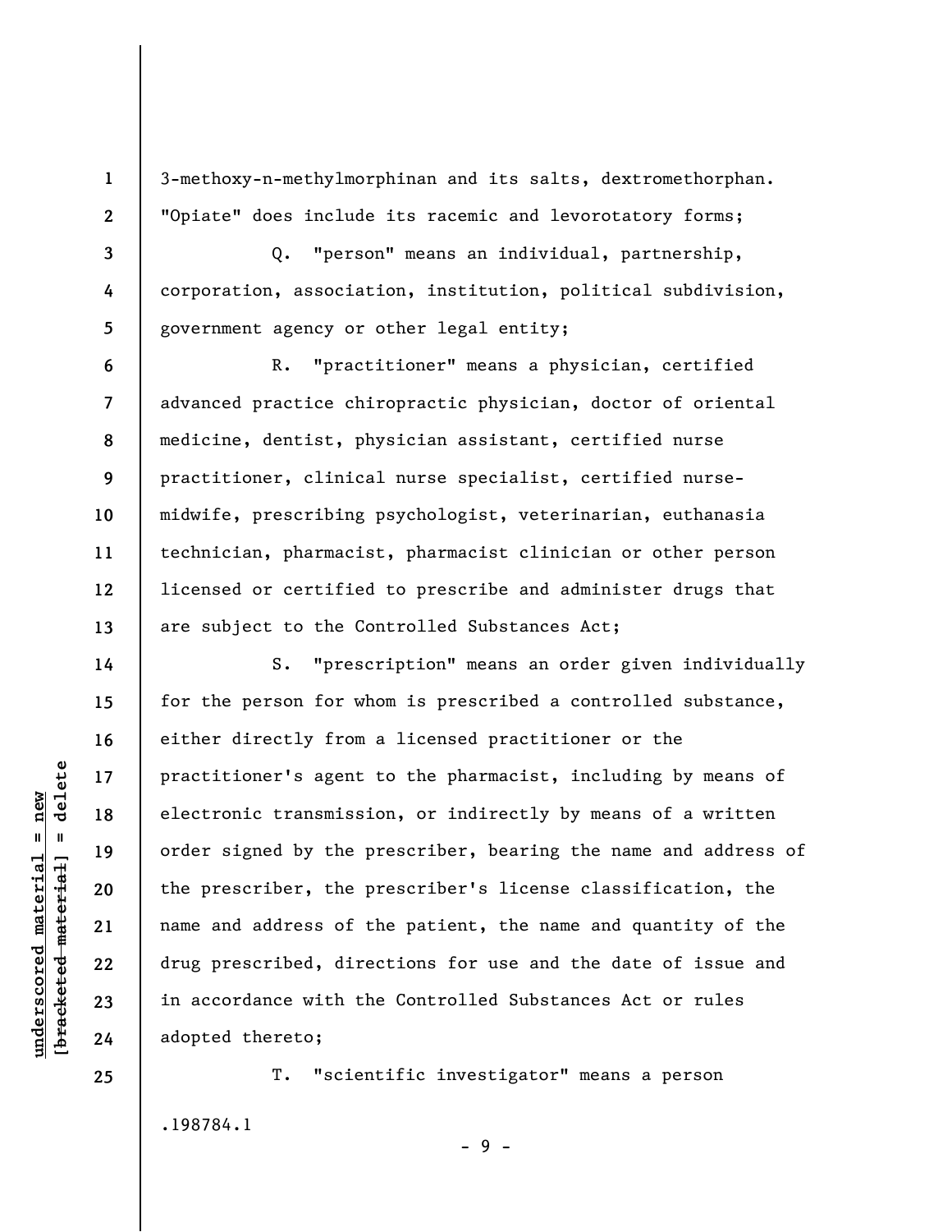3-methoxy-n-methylmorphinan and its salts, dextromethorphan. "Opiate" does include its racemic and levorotatory forms;

Q. "person" means an individual, partnership, corporation, association, institution, political subdivision, government agency or other legal entity;

R. "practitioner" means a physician, certified advanced practice chiropractic physician, doctor of oriental medicine, dentist, physician assistant, certified nurse practitioner, clinical nurse specialist, certified nurse-midwife, prescribing psychologist, veterinarian, euthanasia technician, pharmacist, pharmacist clinician or other person licensed or certified to prescribe and administer drugs that are subject to the Controlled Substances Act;

S. "prescription" means an order given individually for the person for whom is prescribed a controlled substance, either directly from a licensed practitioner or the practitioner's agent to the pharmacist, including by means of electronic transmission, or indirectly by means of a written order signed by the prescriber, bearing the name and address of the prescriber, the prescriber's license classification, the name and address of the patient, the name and quantity of the drug prescribed, directions for use and the date of issue and in accordance with the Controlled Substances Act or rules adopted thereto;

T. "scientific investigator" means a person

.198784.1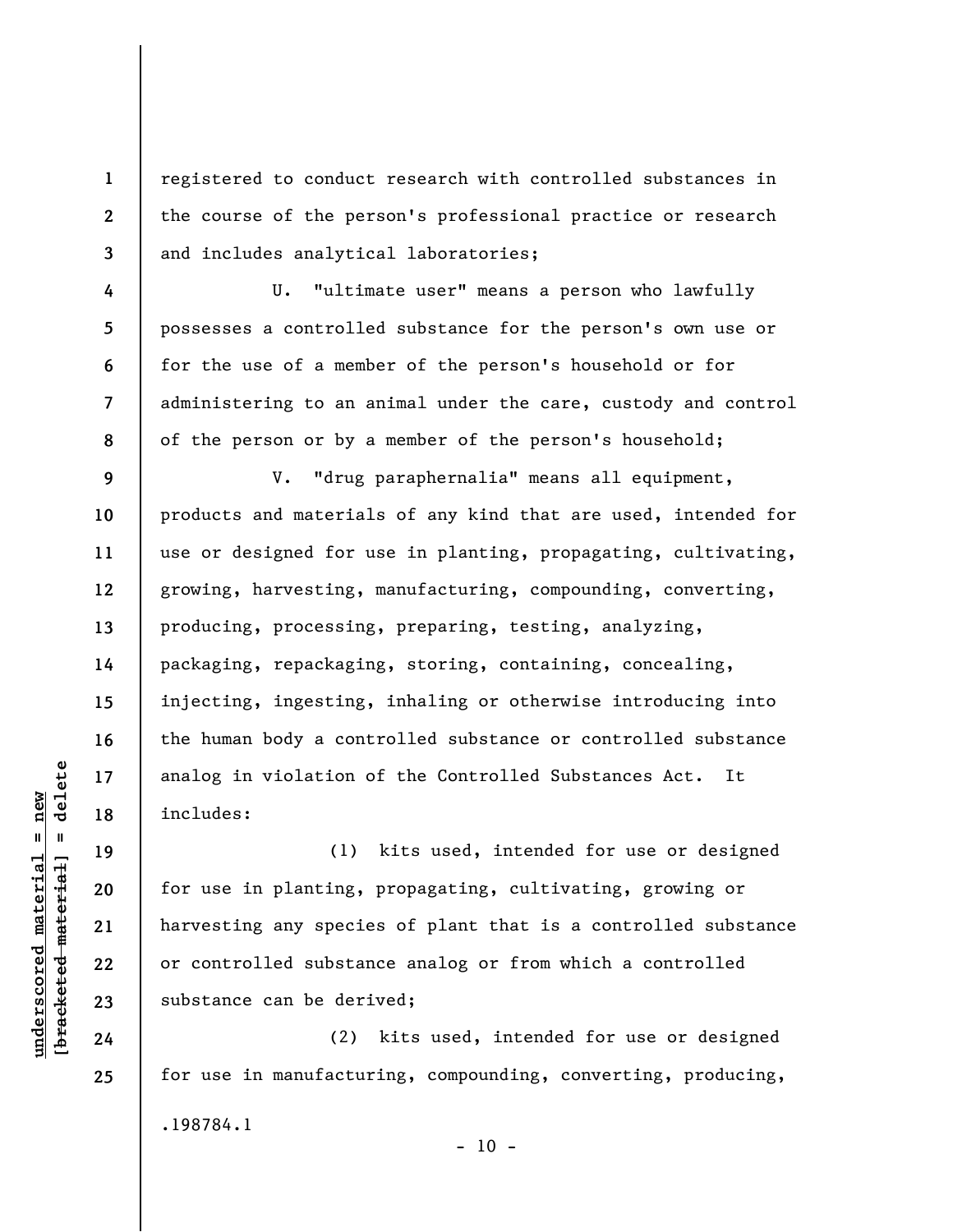registered to conduct research with controlled substances in the course of the person's professional practice or research and includes analytical laboratories;

U. "ultimate user" means a person who lawfully possesses a controlled substance for the person's own use or for the use of a member of the person's household or for administering to an animal under the care, custody and control of the person or by a member of the person's household;

V. "drug paraphernalia" means all equipment, products and materials of any kind that are used, intended for use or designed for use in planting, propagating, cultivating, growing, harvesting, manufacturing, compounding, converting, producing, processing, preparing, testing, analyzing, packaging, repackaging, storing, containing, concealing, injecting, ingesting, inhaling or otherwise introducing into the human body a controlled substance or controlled substance analog in violation of the Controlled Substances Act. It includes:

(1) kits used, intended for use or designed for use in planting, propagating, cultivating, growing or harvesting any species of plant that is a controlled substance or controlled substance analog or from which a controlled substance can be derived;

(2) kits used, intended for use or designed for use in manufacturing, compounding, converting, producing,

.198784.1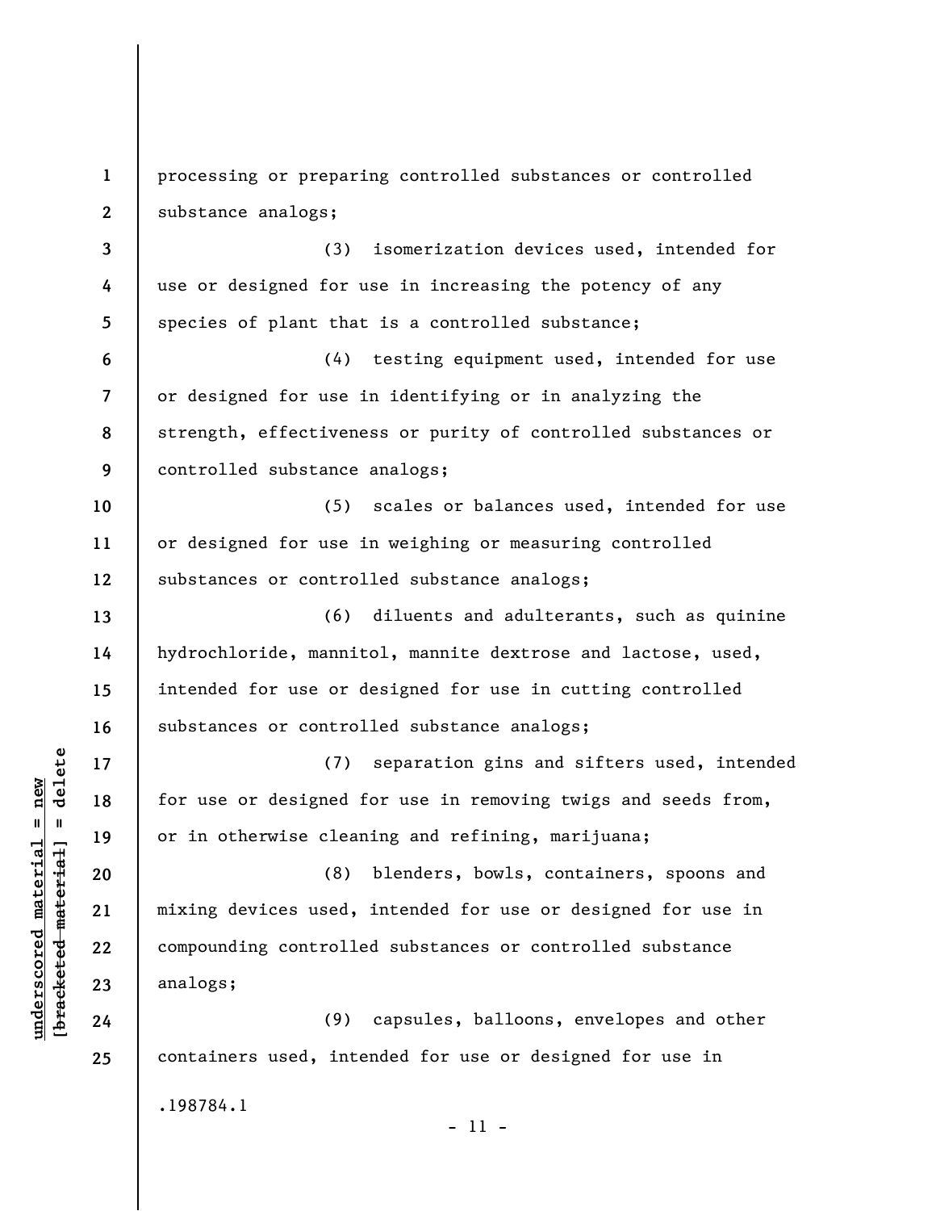processing or preparing controlled substances or controlled substance analogs;

(3) isomerization devices used, intended for use or designed for use in increasing the potency of any species of plant that is a controlled substance;

(4) testing equipment used, intended for use or designed for use in identifying or in analyzing the strength, effectiveness or purity of controlled substances or controlled substance analogs;

(5) scales or balances used, intended for use or designed for use in weighing or measuring controlled substances or controlled substance analogs;

(6) diluents and adulterants, such as quinine hydrochloride, mannitol, mannite dextrose and lactose, used, intended for use or designed for use in cutting controlled substances or controlled substance analogs;

(7) separation gins and sifters used, intended for use or designed for use in removing twigs and seeds from, or in otherwise cleaning and refining, marijuana;

(8) blenders, bowls, containers, spoons and mixing devices used, intended for use or designed for use in compounding controlled substances or controlled substance analogs;

(9) capsules, balloons, envelopes and other containers used, intended for use or designed for use in

.198784.1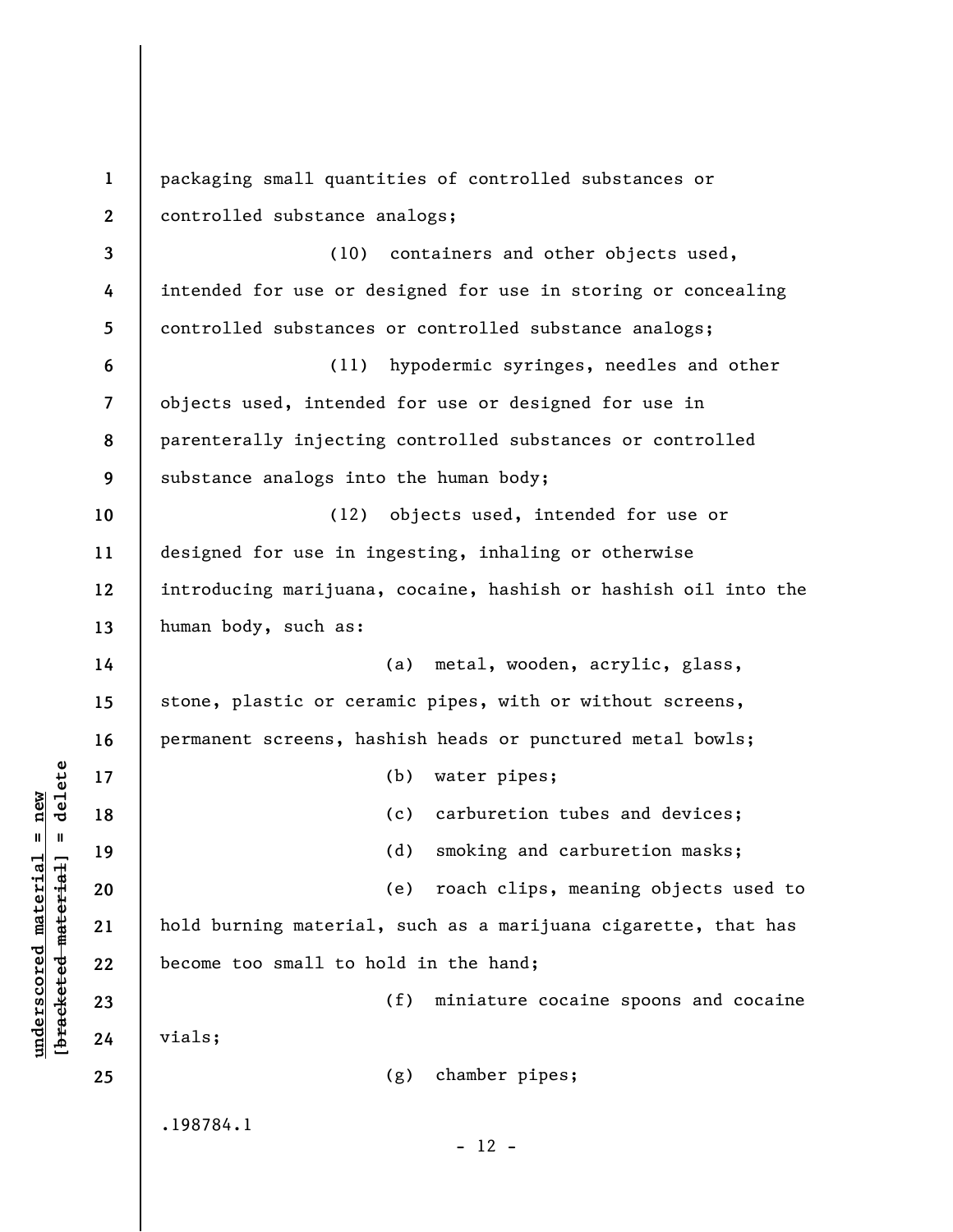packaging small quantities of controlled substances or controlled substance analogs;

(10) containers and other objects used, intended for use or designed for use in storing or concealing controlled substances or controlled substance analogs;

(11) hypodermic syringes, needles and other objects used, intended for use or designed for use in parenterally injecting controlled substances or controlled substance analogs into the human body;

(12) objects used, intended for use or designed for use in ingesting, inhaling or otherwise introducing marijuana, cocaine, hashish or hashish oil into the human body, such as:

(a) metal, wooden, acrylic, glass, stone, plastic or ceramic pipes, with or without screens, permanent screens, hashish heads or punctured metal bowls;

(b) water pipes;

(c) carburetion tubes and devices;

(d) smoking and carburetion masks;

(e) roach clips, meaning objects used to hold burning material, such as a marijuana cigarette, that has become too small to hold in the hand;

(f) miniature cocaine spoons and cocaine vials;

(g) chamber pipes;

.198784.1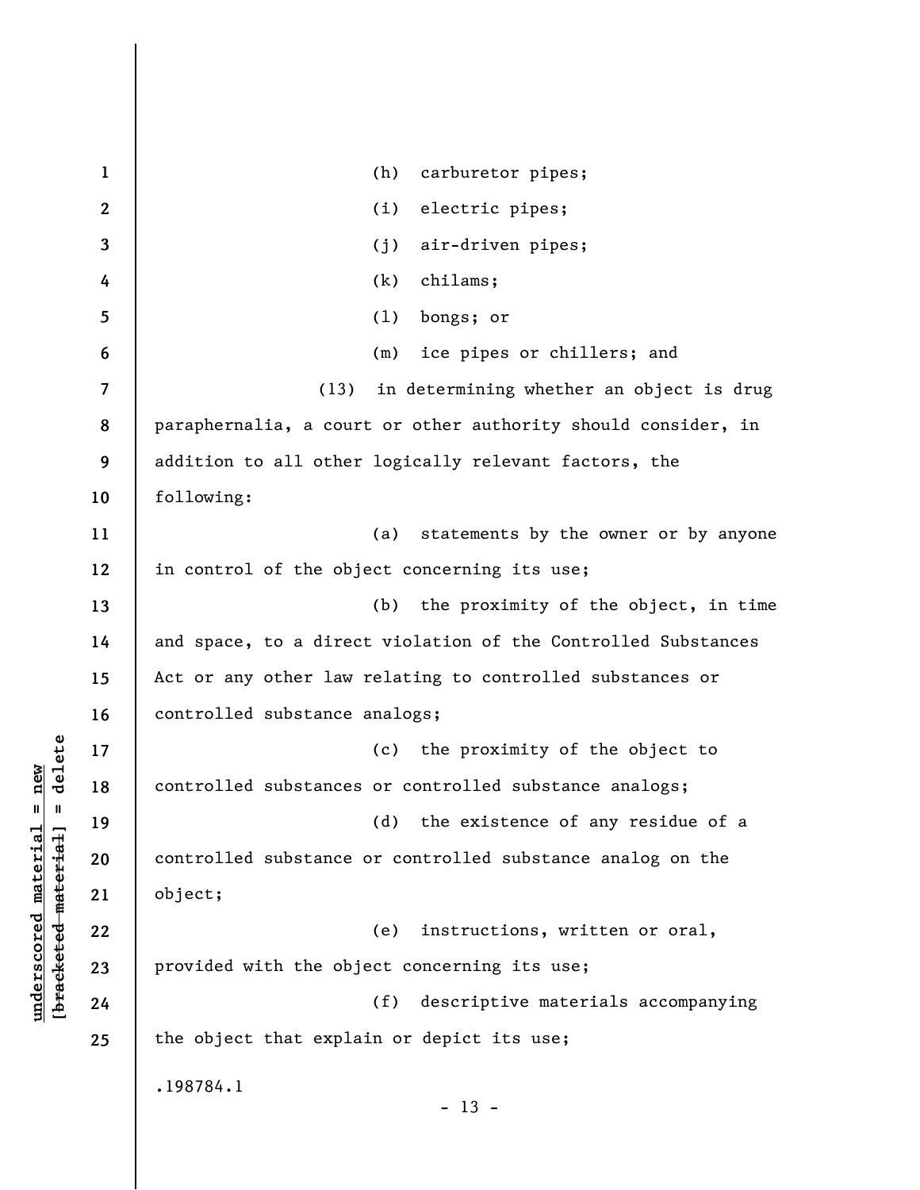(h) carburetor pipes;

(i) electric pipes;

(j) air-driven pipes;

(k) chilams;

(l) bongs; or

(m) ice pipes or chillers; and

(13) in determining whether an object is drug paraphernalia, a court or other authority should consider, in addition to all other logically relevant factors, the following:

(a) statements by the owner or by anyone in control of the object concerning its use;

(b) the proximity of the object, in time and space, to a direct violation of the Controlled Substances Act or any other law relating to controlled substances or controlled substance analogs;

(c) the proximity of the object to controlled substances or controlled substance analogs;

(d) the existence of any residue of a controlled substance or controlled substance analog on the object;

(e) instructions, written or oral, provided with the object concerning its use;

(f) descriptive materials accompanying the object that explain or depict its use;

.198784.1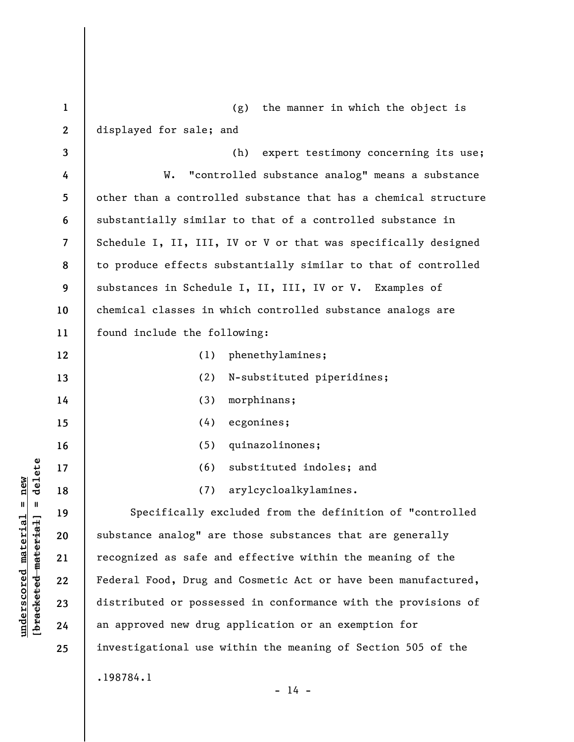(g) the manner in which the object is displayed for sale; and

(h) expert testimony concerning its use;

W. "controlled substance analog" means a substance other than a controlled substance that has a chemical structure substantially similar to that of a controlled substance in Schedule I, II, III, IV or V or that was specifically designed to produce effects substantially similar to that of controlled substances in Schedule I, II, III, IV or V. Examples of chemical classes in which controlled substance analogs are found include the following:

(1) phenethylamines;

(2) N-substituted piperidines;

(3) morphinans;

(4) ecgonines;

(5) quinazolinones;

(6) substituted indoles; and

(7) arylcycloalkylamines.

Specifically excluded from the definition of "controlled substance analog" are those substances that are generally recognized as safe and effective within the meaning of the Federal Food, Drug and Cosmetic Act or have been manufactured, distributed or possessed in conformance with the provisions of an approved new drug application or an exemption for investigational use within the meaning of Section 505 of the

.198784.1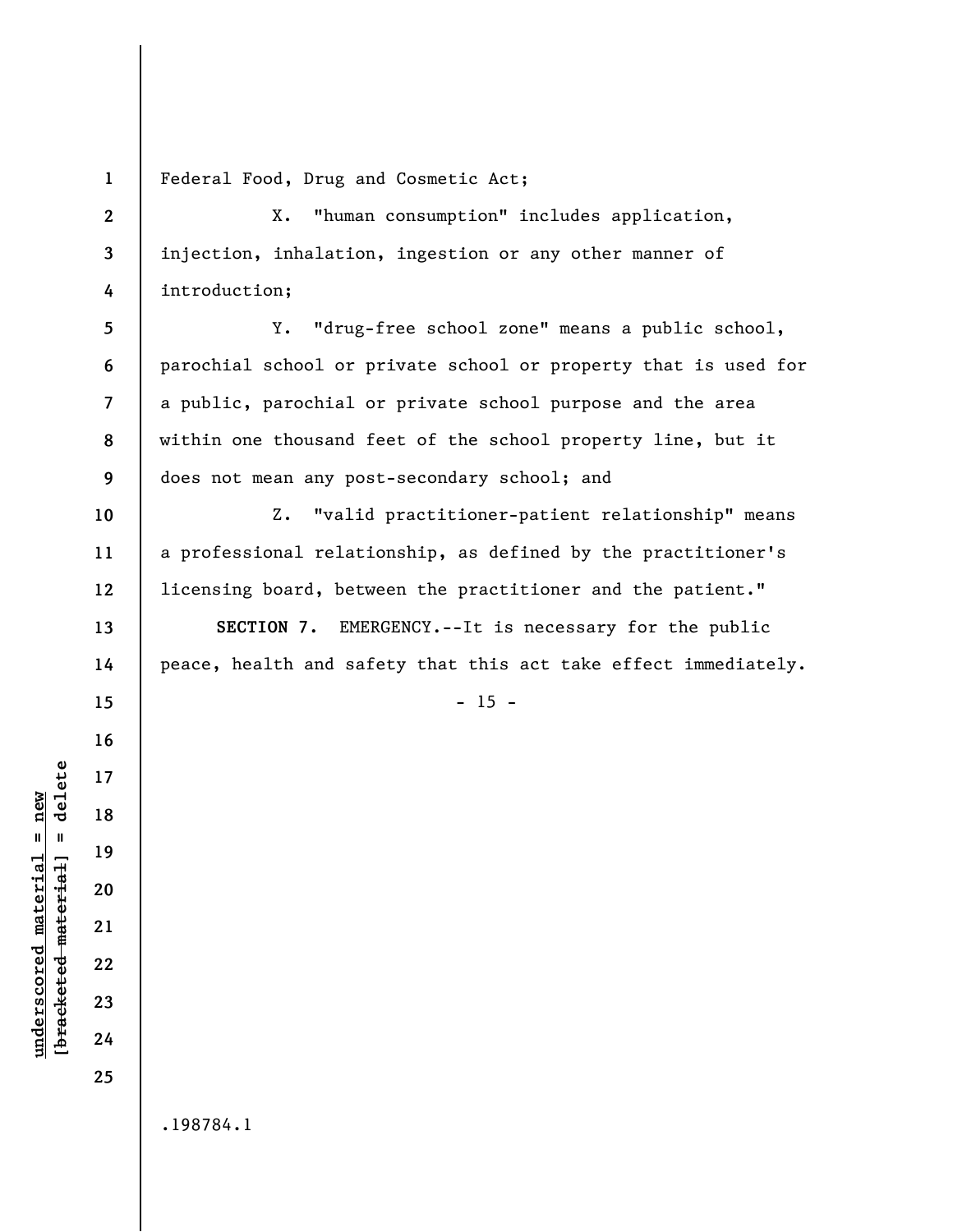Federal Food, Drug and Cosmetic Act;

X. "human consumption" includes application, injection, inhalation, ingestion or any other manner of introduction;

Y. "drug-free school zone" means a public school, parochial school or private school or property that is used for a public, parochial or private school purpose and the area within one thousand feet of the school property line, but it does not mean any post-secondary school; and

Z. "valid practitioner-patient relationship" means a professional relationship, as defined by the practitioner's licensing board, between the practitioner and the patient."

**SECTION 7.** EMERGENCY.--It is necessary for the public peace, health and safety that this act take effect immediately.

.198784.1